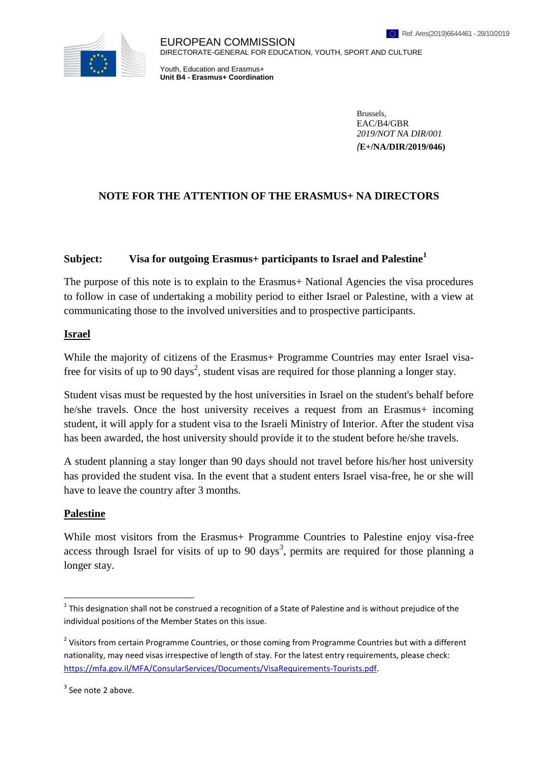Ref. Ares(2019)6644461 - 28/10/2019

EUROPEAN COMMISSION
DIRECTORATE-GENERAL FOR EDUCATION, YOUTH, SPORT AND CULTURE

Youth, Education and Erasmus+
**Unit B4 - Erasmus+ Coordination**

Brussels,
EAC/B4/GBR
*2019/NOT NA DIR/001*
**(E+/NA/DIR/2019/046)**

## NOTE FOR THE ATTENTION OF THE ERASMUS+ NA DIRECTORS

**Subject: Visa for outgoing Erasmus+ participants to Israel and Palestine[1]**

The purpose of this note is to explain to the Erasmus+ National Agencies the visa procedures to follow in case of undertaking a mobility period to either Israel or Palestine, with a view at communicating those to the involved universities and to prospective participants.

### Israel

While the majority of citizens of the Erasmus+ Programme Countries may enter Israel visa-free for visits of up to 90 days[2], student visas are required for those planning a longer stay.

Student visas must be requested by the host universities in Israel on the student's behalf before he/she travels. Once the host university receives a request from an Erasmus+ incoming student, it will apply for a student visa to the Israeli Ministry of Interior. After the student visa has been awarded, the host university should provide it to the student before he/she travels.

A student planning a stay longer than 90 days should not travel before his/her host university has provided the student visa. In the event that a student enters Israel visa-free, he or she will have to leave the country after 3 months.

### Palestine

While most visitors from the Erasmus+ Programme Countries to Palestine enjoy visa-free access through Israel for visits of up to 90 days[3], permits are required for those planning a longer stay.

---

[1] This designation shall not be construed a recognition of a State of Palestine and is without prejudice of the individual positions of the Member States on this issue.

[2] Visitors from certain Programme Countries, or those coming from Programme Countries but with a different nationality, may need visas irrespective of length of stay. For the latest entry requirements, please check: https://mfa.gov.il/MFA/ConsularServices/Documents/VisaRequirements-Tourists.pdf.

[3] See note 2 above.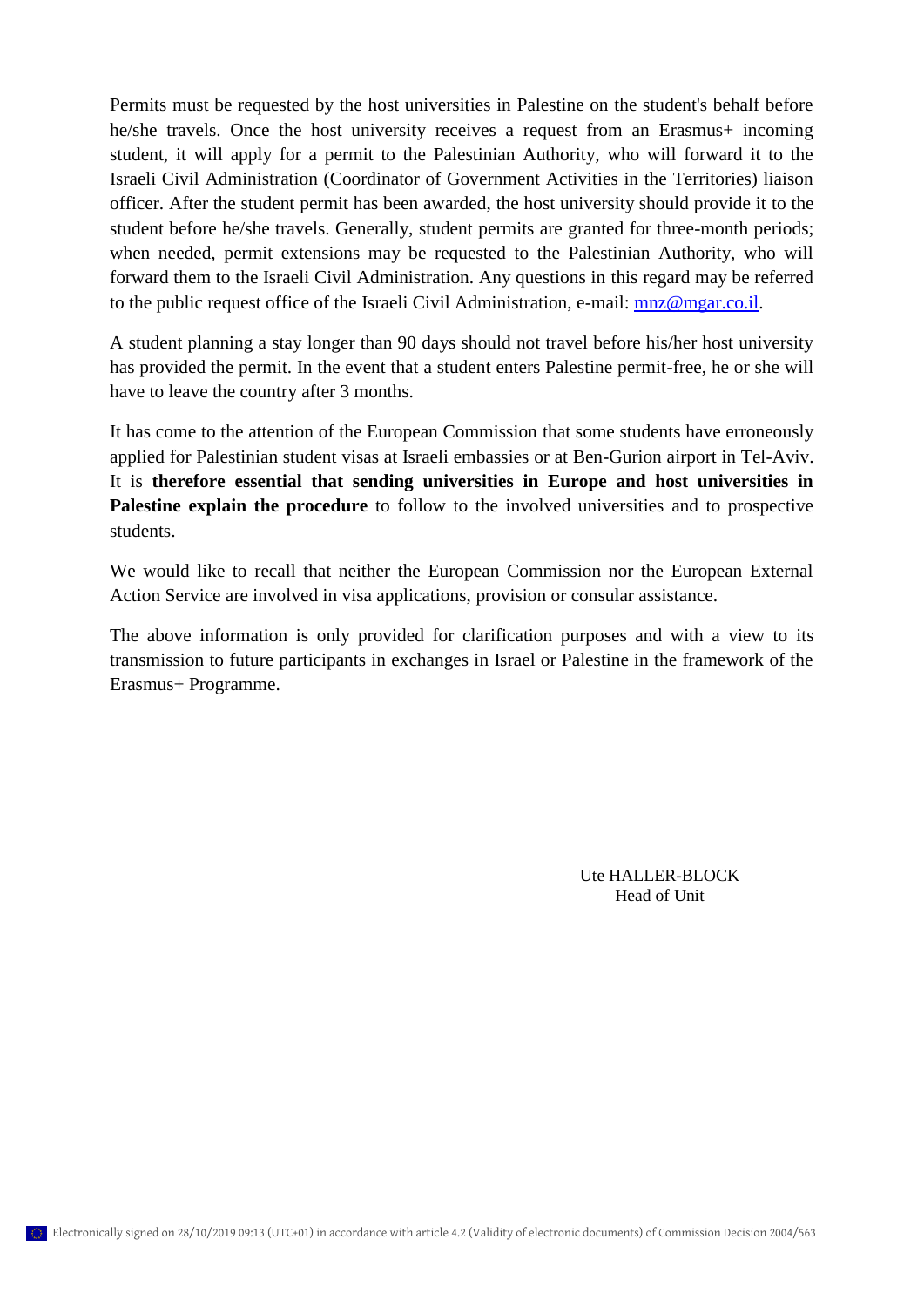Permits must be requested by the host universities in Palestine on the student's behalf before he/she travels. Once the host university receives a request from an Erasmus+ incoming student, it will apply for a permit to the Palestinian Authority, who will forward it to the Israeli Civil Administration (Coordinator of Government Activities in the Territories) liaison officer. After the student permit has been awarded, the host university should provide it to the student before he/she travels. Generally, student permits are granted for three-month periods; when needed, permit extensions may be requested to the Palestinian Authority, who will forward them to the Israeli Civil Administration. Any questions in this regard may be referred to the public request office of the Israeli Civil Administration, e-mail: [mnz@mgar.co.il](mailto:mnz@mgar.co.il).

A student planning a stay longer than 90 days should not travel before his/her host university has provided the permit. In the event that a student enters Palestine permit-free, he or she will have to leave the country after 3 months.

It has come to the attention of the European Commission that some students have erroneously applied for Palestinian student visas at Israeli embassies or at Ben-Gurion airport in Tel-Aviv. It is **therefore essential that sending universities in Europe and host universities in Palestine explain the procedure** to follow to the involved universities and to prospective students.

We would like to recall that neither the European Commission nor the European External Action Service are involved in visa applications, provision or consular assistance.

The above information is only provided for clarification purposes and with a view to its transmission to future participants in exchanges in Israel or Palestine in the framework of the Erasmus+ Programme.

Ute HALLER-BLOCK
Head of Unit

Electronically signed on 28/10/2019 09:13 (UTC+01) in accordance with article 4.2 (Validity of electronic documents) of Commission Decision 2004/563